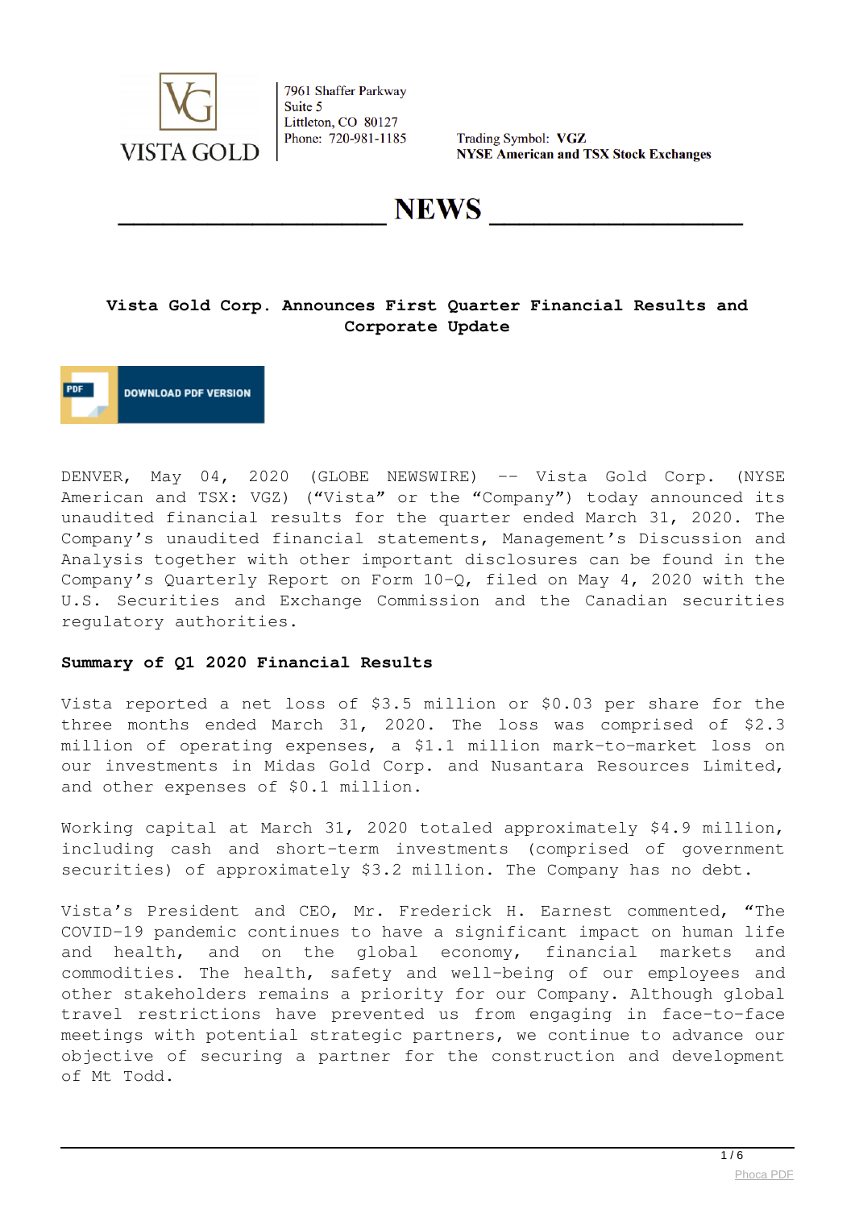VISTA GOLD

7961 Shaffer Parkway
Suite 5
Littleton, CO 80127
Phone: 720-981-1185

Trading Symbol: **VGZ**
**NYSE American and TSX Stock Exchanges**

# NEWS

## Vista Gold Corp. Announces First Quarter Financial Results and Corporate Update

DOWNLOAD PDF VERSION

DENVER, May 04, 2020 (GLOBE NEWSWIRE) -- Vista Gold Corp. (NYSE American and TSX: VGZ) ("Vista" or the "Company") today announced its unaudited financial results for the quarter ended March 31, 2020. The Company's unaudited financial statements, Management's Discussion and Analysis together with other important disclosures can be found in the Company's Quarterly Report on Form 10-Q, filed on May 4, 2020 with the U.S. Securities and Exchange Commission and the Canadian securities regulatory authorities.

**Summary of Q1 2020 Financial Results**

Vista reported a net loss of $3.5 million or $0.03 per share for the three months ended March 31, 2020. The loss was comprised of $2.3 million of operating expenses, a $1.1 million mark-to-market loss on our investments in Midas Gold Corp. and Nusantara Resources Limited, and other expenses of $0.1 million.

Working capital at March 31, 2020 totaled approximately $4.9 million, including cash and short-term investments (comprised of government securities) of approximately $3.2 million. The Company has no debt.

Vista's President and CEO, Mr. Frederick H. Earnest commented, "The COVID-19 pandemic continues to have a significant impact on human life and health, and on the global economy, financial markets and commodities. The health, safety and well-being of our employees and other stakeholders remains a priority for our Company. Although global travel restrictions have prevented us from engaging in face-to-face meetings with potential strategic partners, we continue to advance our objective of securing a partner for the construction and development of Mt Todd.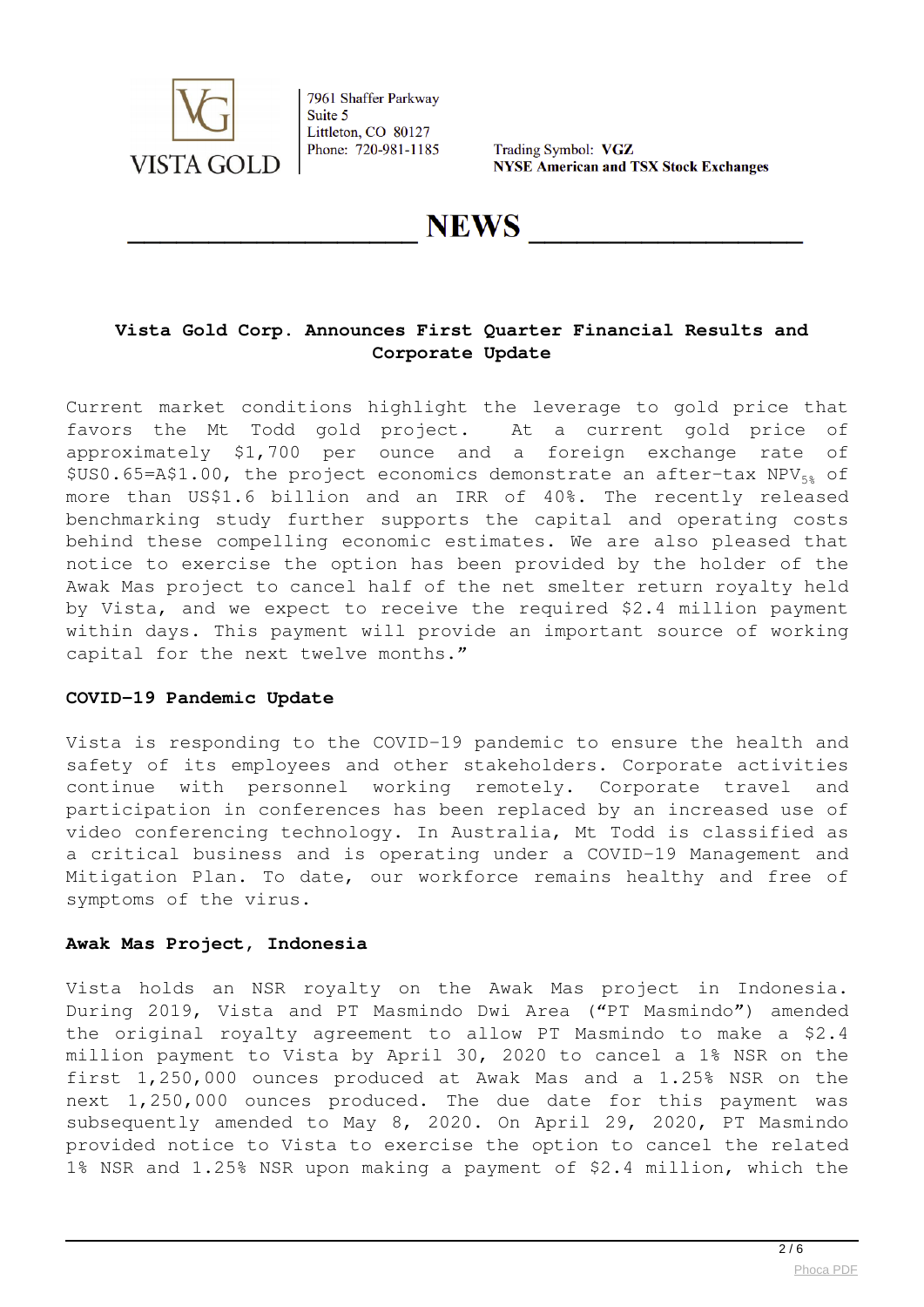![VISTA GOLD logo]

7961 Shaffer Parkway
Suite 5
Littleton, CO 80127
Phone: 720-981-1185

Trading Symbol: **VGZ**
**NYSE American and TSX Stock Exchanges**

# NEWS

### Vista Gold Corp. Announces First Quarter Financial Results and Corporate Update

Current market conditions highlight the leverage to gold price that favors the Mt Todd gold project. At a current gold price of approximately $1,700 per ounce and a foreign exchange rate of $US0.65=A$1.00, the project economics demonstrate an after-tax $NPV_{5\%}$ of more than US$1.6 billion and an IRR of 40%. The recently released benchmarking study further supports the capital and operating costs behind these compelling economic estimates. We are also pleased that notice to exercise the option has been provided by the holder of the Awak Mas project to cancel half of the net smelter return royalty held by Vista, and we expect to receive the required $2.4 million payment within days. This payment will provide an important source of working capital for the next twelve months."

**COVID-19 Pandemic Update**

Vista is responding to the COVID-19 pandemic to ensure the health and safety of its employees and other stakeholders. Corporate activities continue with personnel working remotely. Corporate travel and participation in conferences has been replaced by an increased use of video conferencing technology. In Australia, Mt Todd is classified as a critical business and is operating under a COVID-19 Management and Mitigation Plan. To date, our workforce remains healthy and free of symptoms of the virus.

**Awak Mas Project, Indonesia**

Vista holds an NSR royalty on the Awak Mas project in Indonesia. During 2019, Vista and PT Masmindo Dwi Area ("PT Masmindo") amended the original royalty agreement to allow PT Masmindo to make a $2.4 million payment to Vista by April 30, 2020 to cancel a 1% NSR on the first 1,250,000 ounces produced at Awak Mas and a 1.25% NSR on the next 1,250,000 ounces produced. The due date for this payment was subsequently amended to May 8, 2020. On April 29, 2020, PT Masmindo provided notice to Vista to exercise the option to cancel the related 1% NSR and 1.25% NSR upon making a payment of $2.4 million, which the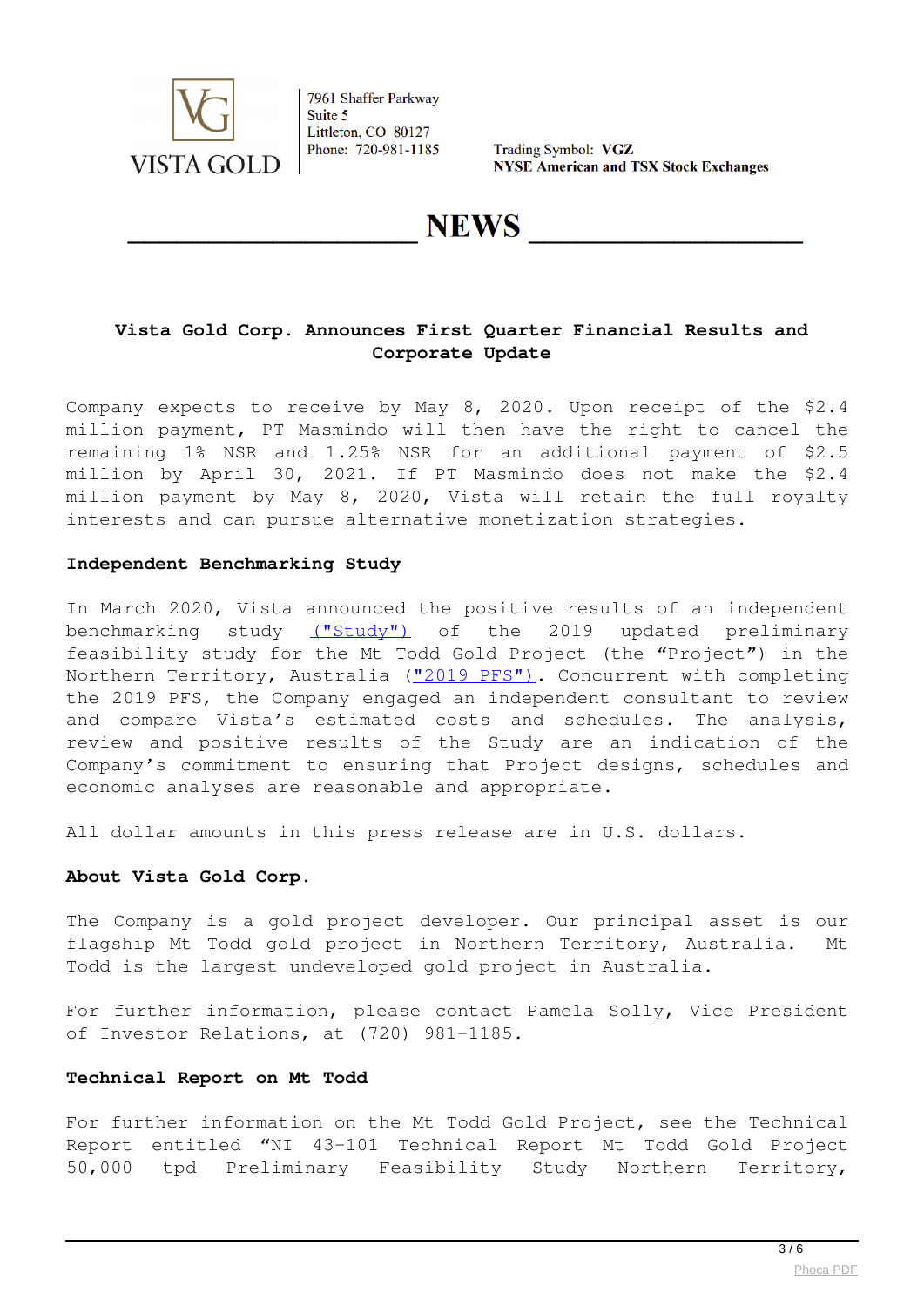Company expects to receive by May 8, 2020. Upon receipt of the $2.4 million payment, PT Masmindo will then have the right to cancel the remaining 1% NSR and 1.25% NSR for an additional payment of $2.5 million by April 30, 2021. If PT Masmindo does not make the $2.4 million payment by May 8, 2020, Vista will retain the full royalty interests and can pursue alternative monetization strategies.

**Independent Benchmarking Study**

In March 2020, Vista announced the positive results of an independent benchmarking study ("Study") of the 2019 updated preliminary feasibility study for the Mt Todd Gold Project (the "Project") in the Northern Territory, Australia ("2019 PFS"). Concurrent with completing the 2019 PFS, the Company engaged an independent consultant to review and compare Vista's estimated costs and schedules. The analysis, review and positive results of the Study are an indication of the Company's commitment to ensuring that Project designs, schedules and economic analyses are reasonable and appropriate.

All dollar amounts in this press release are in U.S. dollars.

**About Vista Gold Corp.**

The Company is a gold project developer. Our principal asset is our flagship Mt Todd gold project in Northern Territory, Australia. Mt Todd is the largest undeveloped gold project in Australia.

For further information, please contact Pamela Solly, Vice President of Investor Relations, at (720) 981-1185.

**Technical Report on Mt Todd**

For further information on the Mt Todd Gold Project, see the Technical Report entitled "NI 43-101 Technical Report Mt Todd Gold Project 50,000 tpd Preliminary Feasibility Study Northern Territory,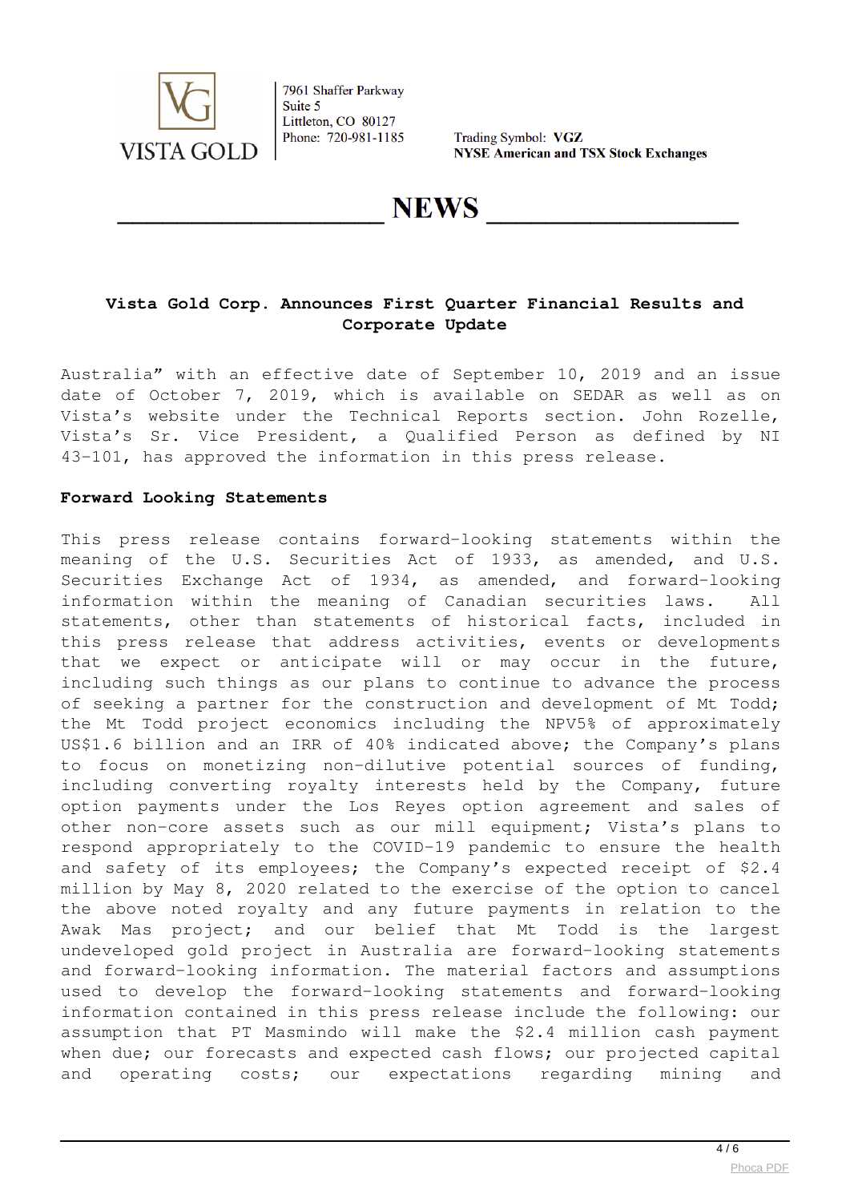Australia" with an effective date of September 10, 2019 and an issue date of October 7, 2019, which is available on SEDAR as well as on Vista's website under the Technical Reports section. John Rozelle, Vista's Sr. Vice President, a Qualified Person as defined by NI 43-101, has approved the information in this press release.

**Forward Looking Statements**

This press release contains forward-looking statements within the meaning of the U.S. Securities Act of 1933, as amended, and U.S. Securities Exchange Act of 1934, as amended, and forward-looking information within the meaning of Canadian securities laws. All statements, other than statements of historical facts, included in this press release that address activities, events or developments that we expect or anticipate will or may occur in the future, including such things as our plans to continue to advance the process of seeking a partner for the construction and development of Mt Todd; the Mt Todd project economics including the NPV5% of approximately US$1.6 billion and an IRR of 40% indicated above; the Company's plans to focus on monetizing non-dilutive potential sources of funding, including converting royalty interests held by the Company, future option payments under the Los Reyes option agreement and sales of other non-core assets such as our mill equipment; Vista's plans to respond appropriately to the COVID-19 pandemic to ensure the health and safety of its employees; the Company's expected receipt of $2.4 million by May 8, 2020 related to the exercise of the option to cancel the above noted royalty and any future payments in relation to the Awak Mas project; and our belief that Mt Todd is the largest undeveloped gold project in Australia are forward-looking statements and forward-looking information. The material factors and assumptions used to develop the forward-looking statements and forward-looking information contained in this press release include the following: our assumption that PT Masmindo will make the $2.4 million cash payment when due; our forecasts and expected cash flows; our projected capital and operating costs; our expectations regarding mining and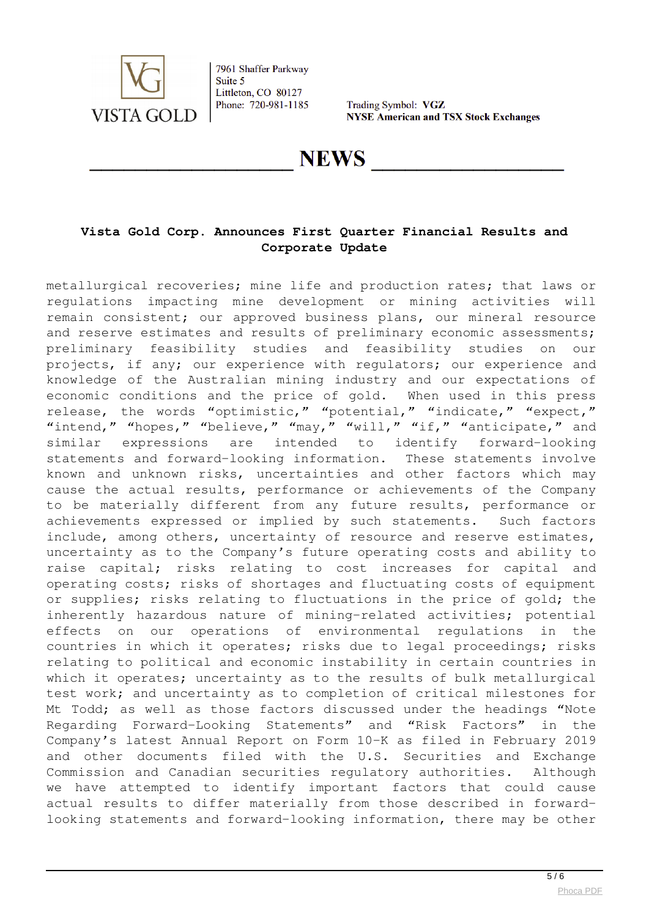# Vista Gold Corp. Announces First Quarter Financial Results and Corporate Update

metallurgical recoveries; mine life and production rates; that laws or regulations impacting mine development or mining activities will remain consistent; our approved business plans, our mineral resource and reserve estimates and results of preliminary economic assessments; preliminary feasibility studies and feasibility studies on our projects, if any; our experience with regulators; our experience and knowledge of the Australian mining industry and our expectations of economic conditions and the price of gold. When used in this press release, the words "optimistic," "potential," "indicate," "expect," "intend," "hopes," "believe," "may," "will," "if," "anticipate," and similar expressions are intended to identify forward-looking statements and forward-looking information. These statements involve known and unknown risks, uncertainties and other factors which may cause the actual results, performance or achievements of the Company to be materially different from any future results, performance or achievements expressed or implied by such statements. Such factors include, among others, uncertainty of resource and reserve estimates, uncertainty as to the Company's future operating costs and ability to raise capital; risks relating to cost increases for capital and operating costs; risks of shortages and fluctuating costs of equipment or supplies; risks relating to fluctuations in the price of gold; the inherently hazardous nature of mining-related activities; potential effects on our operations of environmental regulations in the countries in which it operates; risks due to legal proceedings; risks relating to political and economic instability in certain countries in which it operates; uncertainty as to the results of bulk metallurgical test work; and uncertainty as to completion of critical milestones for Mt Todd; as well as those factors discussed under the headings "Note Regarding Forward-Looking Statements" and "Risk Factors" in the Company's latest Annual Report on Form 10-K as filed in February 2019 and other documents filed with the U.S. Securities and Exchange Commission and Canadian securities regulatory authorities. Although we have attempted to identify important factors that could cause actual results to differ materially from those described in forward-looking statements and forward-looking information, there may be other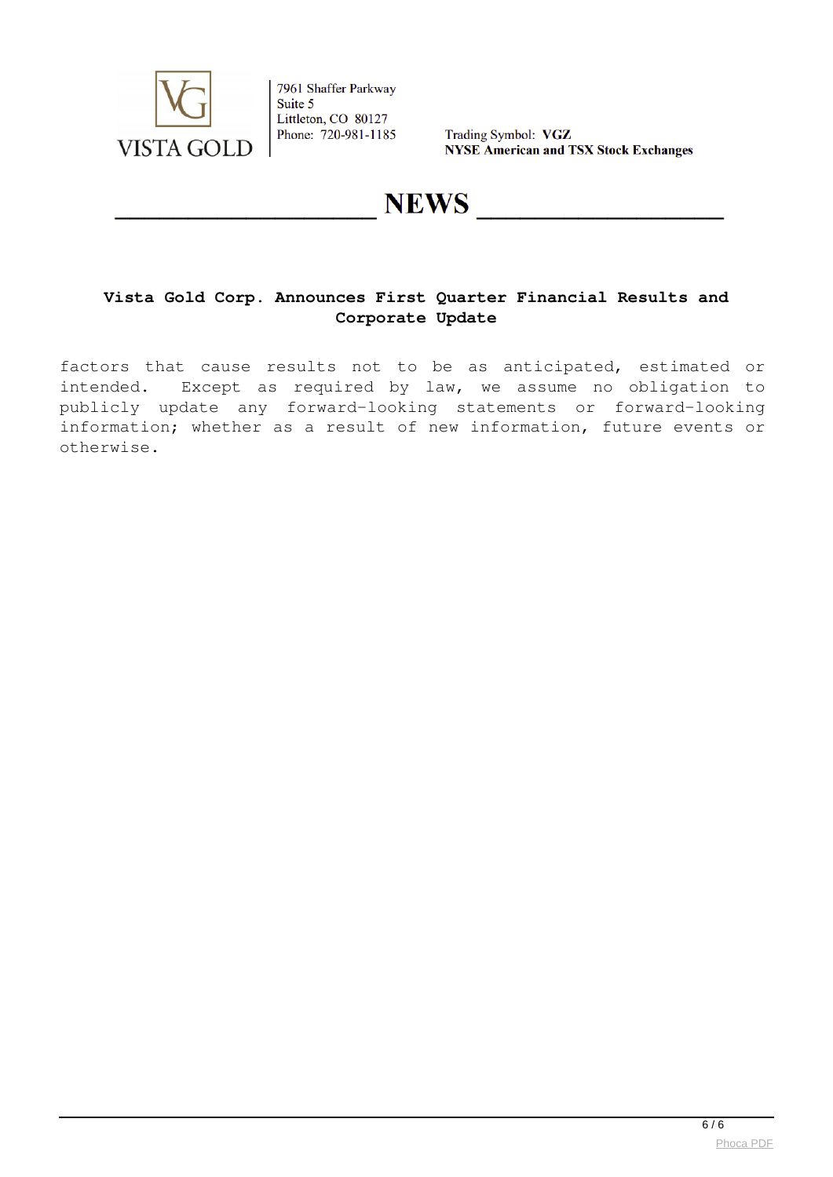factors that cause results not to be as anticipated, estimated or intended. Except as required by law, we assume no obligation to publicly update any forward-looking statements or forward-looking information; whether as a result of new information, future events or otherwise.